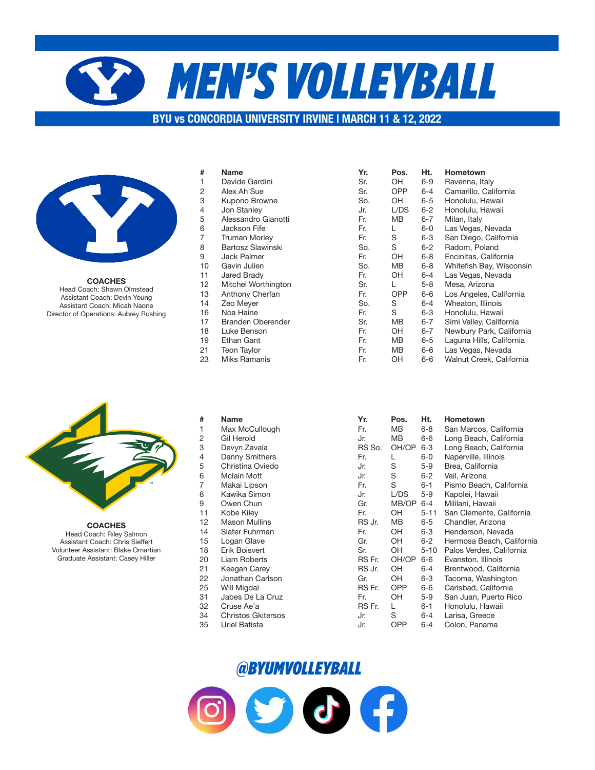# MEN'S VOLLEYBALL

## BYU vs CONCORDIA UNIVERSITY IRVINE | MARCH 11 & 12, 2022

**COACHES**

Head Coach: Shawn Olmstead
Assistant Coach: Devin Young
Assistant Coach: Micah Naone
Director of Operations: Aubrey Rushing

| # | Name | Yr. | Pos. | Ht. | Hometown |
|---|---|---|---|---|---|
| 1 | Davide Gardini | Sr. | OH | 6-9 | Ravenna, Italy |
| 2 | Alex Ah Sue | Sr. | OPP | 6-4 | Camarillo, California |
| 3 | Kupono Browne | So. | OH | 6-5 | Honolulu, Hawaii |
| 4 | Jon Stanley | Jr. | L/DS | 6-2 | Honolulu, Hawaii |
| 5 | Alessandro Gianotti | Fr. | MB | 6-7 | Milan, Italy |
| 6 | Jackson Fife | Fr. | L | 6-0 | Las Vegas, Nevada |
| 7 | Truman Morley | Fr. | S | 6-3 | San Diego, California |
| 8 | Bartosz Slawinski | So. | S | 6-2 | Radom, Poland |
| 9 | Jack Palmer | Fr. | OH | 6-8 | Encinitas, California |
| 10 | Gavin Julien | So. | MB | 6-8 | Whitefish Bay, Wisconsin |
| 11 | Jared Brady | Fr. | OH | 6-4 | Las Vegas, Nevada |
| 12 | Mitchel Worthington | Sr. | L | 5-8 | Mesa, Arizona |
| 13 | Anthony Cherfan | Fr. | OPP | 6-6 | Los Angeles, California |
| 14 | Zeo Meyer | So. | S | 6-4 | Wheaton, Illinois |
| 16 | Noa Haine | Fr. | S | 6-3 | Honolulu, Hawaii |
| 17 | Branden Oberender | Sr. | MB | 6-7 | Simi Valley, California |
| 18 | Luke Benson | Fr. | OH | 6-7 | Newbury Park, California |
| 19 | Ethan Gant | Fr. | MB | 6-5 | Laguna Hills, California |
| 21 | Teon Taylor | Fr. | MB | 6-6 | Las Vegas, Nevada |
| 23 | Miks Ramanis | Fr. | OH | 6-6 | Walnut Creek, California |

**COACHES**

Head Coach: Riley Salmon
Assistant Coach: Chris Sieffert
Volunteer Assistant: Blake Omartian
Graduate Assistant: Casey Hiller

| # | Name | Yr. | Pos. | Ht. | Hometown |
|---|---|---|---|---|---|
| 1 | Max McCullough | Fr. | MB | 6-8 | San Marcos, California |
| 2 | Gil Herold | Jr. | MB | 6-6 | Long Beach, California |
| 3 | Devyn Zavala | RS So. | OH/OP | 6-3 | Long Beach, California |
| 4 | Danny Smithers | Fr. | L | 6-0 | Naperville, Illinois |
| 5 | Christina Oviedo | Jr. | S | 5-9 | Brea, California |
| 6 | Mclain Mott | Jr. | S | 6-2 | Vail, Arizona |
| 7 | Makai Lipson | Fr. | S | 6-1 | Pismo Beach, California |
| 8 | Kawika Simon | Jr. | L/DS | 5-9 | Kapolei, Hawaii |
| 9 | Owen Chun | Gr. | MB/OP | 6-4 | Mililani, Hawaii |
| 11 | Kobe Kiley | Fr. | OH | 5-11 | San Clemente, California |
| 12 | Mason Mullins | RS Jr. | MB | 6-5 | Chandler, Arizona |
| 14 | Slater Fuhrman | Fr. | OH | 6-3 | Henderson, Nevada |
| 15 | Logan Glave | Gr. | OH | 6-2 | Hermosa Beach, California |
| 18 | Erik Boisvert | Sr. | OH | 5-10 | Palos Verdes, California |
| 20 | Liam Roberts | RS Fr. | OH/OP | 6-6 | Evanston, Illinois |
| 21 | Keegan Carey | RS Jr. | OH | 6-4 | Brentwood, California |
| 22 | Jonathan Carlson | Gr. | OH | 6-3 | Tacoma, Washington |
| 25 | Will Migdal | RS Fr. | OPP | 6-6 | Carlsbad, California |
| 31 | Jabes De La Cruz | Fr. | OH | 5-9 | San Juan, Puerto Rico |
| 32 | Cruse Ae'a | RS Fr. | L | 6-1 | Honolulu, Hawaii |
| 34 | Christos Gkitersos | Jr. | S | 6-4 | Larisa, Greece |
| 35 | Uriel Batista | Jr. | OPP | 6-4 | Colon, Panama |

**@BYUMVOLLEYBALL**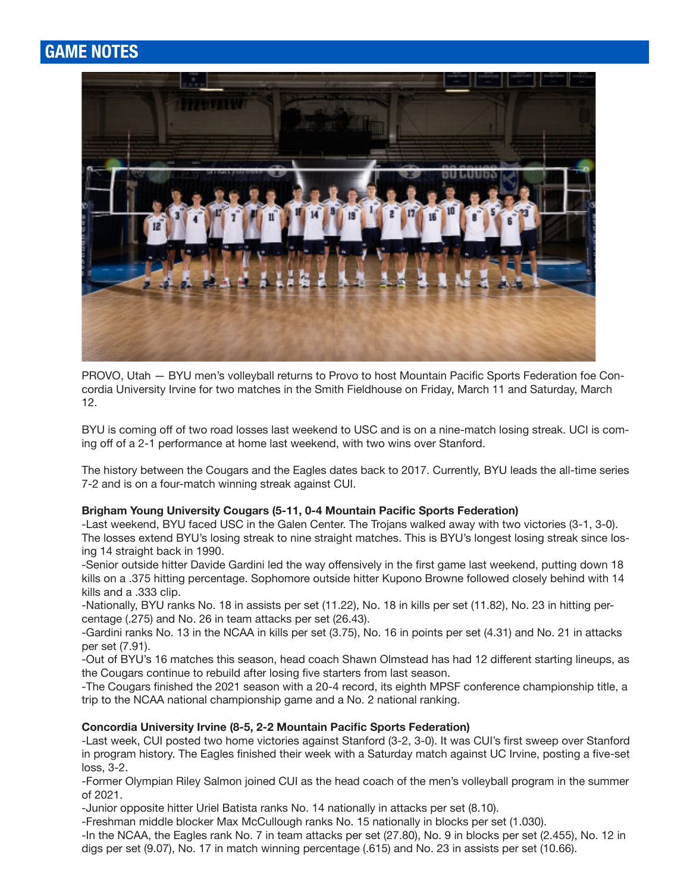## GAME NOTES

PROVO, Utah — BYU men's volleyball returns to Provo to host Mountain Pacific Sports Federation foe Concordia University Irvine for two matches in the Smith Fieldhouse on Friday, March 11 and Saturday, March 12.

BYU is coming off of two road losses last weekend to USC and is on a nine-match losing streak. UCI is coming off of a 2-1 performance at home last weekend, with two wins over Stanford.

The history between the Cougars and the Eagles dates back to 2017. Currently, BYU leads the all-time series 7-2 and is on a four-match winning streak against CUI.

**Brigham Young University Cougars (5-11, 0-4 Mountain Pacific Sports Federation)**

-Last weekend, BYU faced USC in the Galen Center. The Trojans walked away with two victories (3-1, 3-0). The losses extend BYU's losing streak to nine straight matches. This is BYU's longest losing streak since losing 14 straight back in 1990.

-Senior outside hitter Davide Gardini led the way offensively in the first game last weekend, putting down 18 kills on a .375 hitting percentage. Sophomore outside hitter Kupono Browne followed closely behind with 14 kills and a .333 clip.

-Nationally, BYU ranks No. 18 in assists per set (11.22), No. 18 in kills per set (11.82), No. 23 in hitting percentage (.275) and No. 26 in team attacks per set (26.43).

-Gardini ranks No. 13 in the NCAA in kills per set (3.75), No. 16 in points per set (4.31) and No. 21 in attacks per set (7.91).

-Out of BYU's 16 matches this season, head coach Shawn Olmstead has had 12 different starting lineups, as the Cougars continue to rebuild after losing five starters from last season.

-The Cougars finished the 2021 season with a 20-4 record, its eighth MPSF conference championship title, a trip to the NCAA national championship game and a No. 2 national ranking.

**Concordia University Irvine (8-5, 2-2 Mountain Pacific Sports Federation)**

-Last week, CUI posted two home victories against Stanford (3-2, 3-0). It was CUI's first sweep over Stanford in program history. The Eagles finished their week with a Saturday match against UC Irvine, posting a five-set loss, 3-2.

-Former Olympian Riley Salmon joined CUI as the head coach of the men's volleyball program in the summer of 2021.

-Junior opposite hitter Uriel Batista ranks No. 14 nationally in attacks per set (8.10).

-Freshman middle blocker Max McCullough ranks No. 15 nationally in blocks per set (1.030).

-In the NCAA, the Eagles rank No. 7 in team attacks per set (27.80), No. 9 in blocks per set (2.455), No. 12 in digs per set (9.07), No. 17 in match winning percentage (.615) and No. 23 in assists per set (10.66).